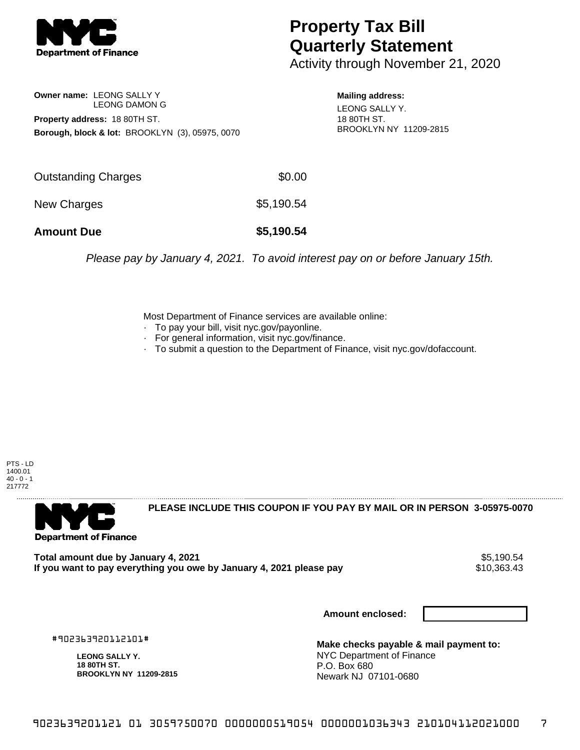# Property Tax Bill Quarterly Statement

Activity through November 21, 2020

**Owner name:** LEONG SALLY Y
LEONG DAMON G

**Property address:** 18 80TH ST.

**Borough, block & lot:** BROOKLYN (3), 05975, 0070

**Mailing address:**
LEONG SALLY Y.
18 80TH ST.
BROOKLYN NY 11209-2815

| | |
|---|---|
| Outstanding Charges | $0.00 |
| New Charges | $5,190.54 |
| **Amount Due** | **$5,190.54** |

*Please pay by January 4, 2021. To avoid interest pay on or before January 15th.*

Most Department of Finance services are available online:

- To pay your bill, visit nyc.gov/payonline.
- For general information, visit nyc.gov/finance.
- To submit a question to the Department of Finance, visit nyc.gov/dofaccount.

PTS - LD
1400.01
40 - 0 - 1
217772

**PLEASE INCLUDE THIS COUPON IF YOU PAY BY MAIL OR IN PERSON 3-05975-0070**

| | |
|---|---|
| **Total amount due by January 4, 2021** | $5,190.54 |
| **If you want to pay everything you owe by January 4, 2021 please pay** | $10,363.43 |

**Amount enclosed:**

#902363920112101#

**LEONG SALLY Y.**
**18 80TH ST.**
**BROOKLYN NY 11209-2815**

**Make checks payable & mail payment to:**
NYC Department of Finance
P.O. Box 680
Newark NJ 07101-0680

9023639201121 01 3059750070 0000000519054 0000001036343 210104112021000 7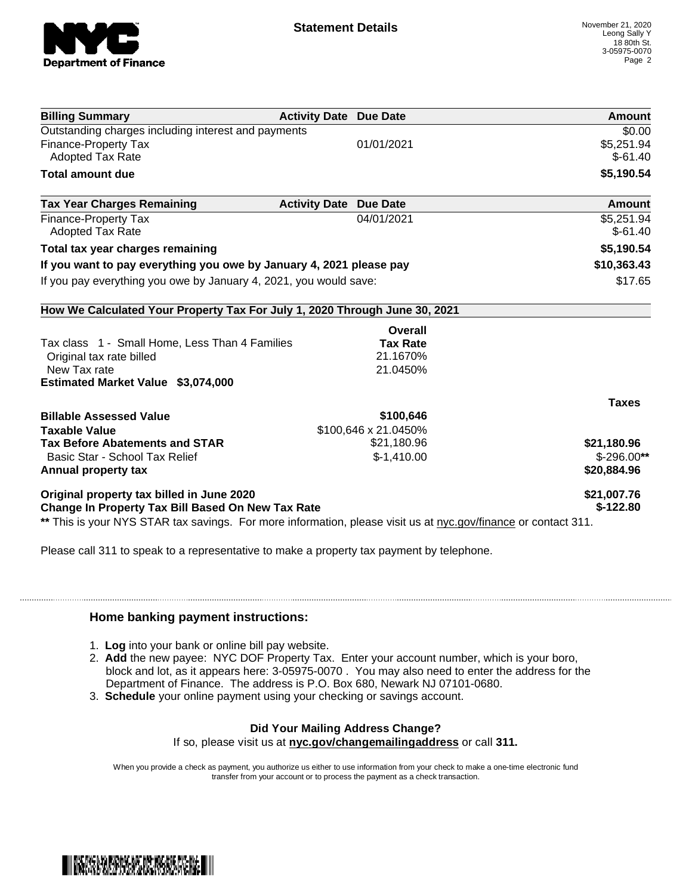**Statement Details**

November 21, 2020
Leong Sally Y
18 80th St.
3-05975-0070

| Billing Summary | Activity Date | Due Date | Amount |
|---|---|---|---|
| Outstanding charges including interest and payments | | | $0.00 |
| Finance-Property Tax | | 01/01/2021 | $5,251.94 |
| Adopted Tax Rate | | | $-61.40 |
| **Total amount due** | | | **$5,190.54** |

| Tax Year Charges Remaining | Activity Date | Due Date | Amount |
|---|---|---|---|
| Finance-Property Tax | | 04/01/2021 | $5,251.94 |
| Adopted Tax Rate | | | $-61.40 |
| **Total tax year charges remaining** | | | **$5,190.54** |
| **If you want to pay everything you owe by January 4, 2021 please pay** | | | **$10,363.43** |
| If you pay everything you owe by January 4, 2021, you would save: | | | $17.65 |

**How We Calculated Your Property Tax For July 1, 2020 Through June 30, 2021**

| | Overall Tax Rate | Taxes |
|---|---|---|
| Tax class 1 - Small Home, Less Than 4 Families | | |
| Original tax rate billed | 21.1670% | |
| New Tax rate | 21.0450% | |
| **Estimated Market Value $3,074,000** | | |
| **Billable Assessed Value** | **$100,646** | |
| **Taxable Value** | $100,646 x 21.0450% | |
| **Tax Before Abatements and STAR** | $21,180.96 | **$21,180.96** |
| Basic Star - School Tax Relief | $-1,410.00 | $-296.00** |
| **Annual property tax** | | **$20,884.96** |
| **Original property tax billed in June 2020** | | **$21,007.76** |
| **Change In Property Tax Bill Based On New Tax Rate** | | **$-122.80** |

** This is your NYS STAR tax savings. For more information, please visit us at nyc.gov/finance or contact 311.

Please call 311 to speak to a representative to make a property tax payment by telephone.

### Home banking payment instructions:

1. **Log** into your bank or online bill pay website.
2. **Add** the new payee: NYC DOF Property Tax. Enter your account number, which is your boro, block and lot, as it appears here: 3-05975-0070 . You may also need to enter the address for the Department of Finance. The address is P.O. Box 680, Newark NJ 07101-0680.
3. **Schedule** your online payment using your checking or savings account.

**Did Your Mailing Address Change?**

If so, please visit us at **nyc.gov/changemailingaddress** or call **311.**

When you provide a check as payment, you authorize us either to use information from your check to make a one-time electronic fund transfer from your account or to process the payment as a check transaction.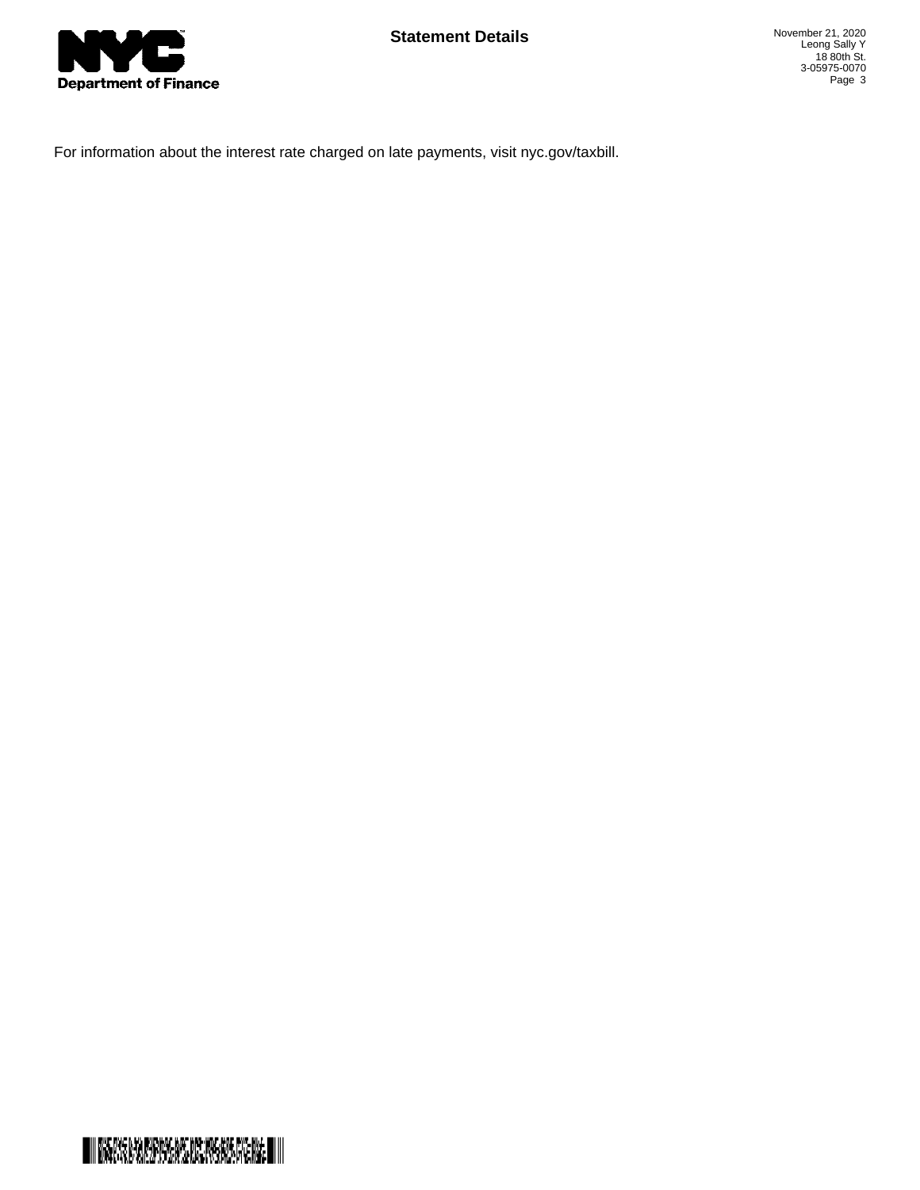For information about the interest rate charged on late payments, visit nyc.gov/taxbill.